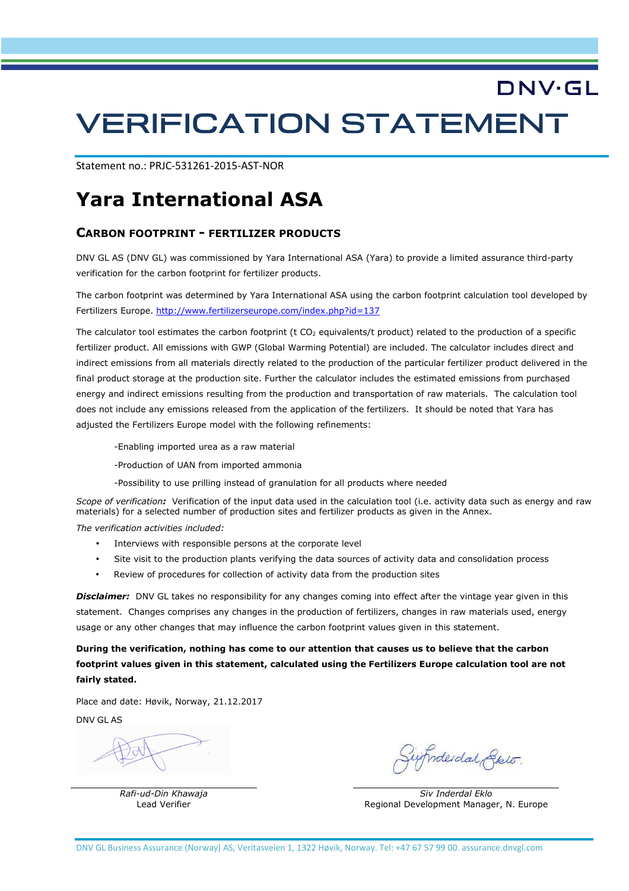DNV·GL

# VERIFICATION STATEMENT

Statement no.: PRJC-531261-2015-AST-NOR

# Yara International ASA

## Carbon Footprint - Fertilizer Products

DNV GL AS (DNV GL) was commissioned by Yara International ASA (Yara) to provide a limited assurance third-party verification for the carbon footprint for fertilizer products.

The carbon footprint was determined by Yara International ASA using the carbon footprint calculation tool developed by Fertilizers Europe. http://www.fertilizerseurope.com/index.php?id=137

The calculator tool estimates the carbon footprint (t $CO_2$ equivalents/t product) related to the production of a specific fertilizer product. All emissions with GWP (Global Warming Potential) are included. The calculator includes direct and indirect emissions from all materials directly related to the production of the particular fertilizer product delivered in the final product storage at the production site. Further the calculator includes the estimated emissions from purchased energy and indirect emissions resulting from the production and transportation of raw materials. The calculation tool does not include any emissions released from the application of the fertilizers. It should be noted that Yara has adjusted the Fertilizers Europe model with the following refinements:

-Enabling imported urea as a raw material

-Production of UAN from imported ammonia

-Possibility to use prilling instead of granulation for all products where needed

*Scope of verification:* Verification of the input data used in the calculation tool (i.e. activity data such as energy and raw materials) for a selected number of production sites and fertilizer products as given in the Annex.

*The verification activities included:*

- Interviews with responsible persons at the corporate level
- Site visit to the production plants verifying the data sources of activity data and consolidation process
- Review of procedures for collection of activity data from the production sites

***Disclaimer:*** DNV GL takes no responsibility for any changes coming into effect after the vintage year given in this statement. Changes comprises any changes in the production of fertilizers, changes in raw materials used, energy usage or any other changes that may influence the carbon footprint values given in this statement.

**During the verification, nothing has come to our attention that causes us to believe that the carbon footprint values given in this statement, calculated using the Fertilizers Europe calculation tool are not fairly stated.**

Place and date: Høvik, Norway, 21.12.2017

DNV GL AS

*Rafi-ud-Din Khawaja*
Lead Verifier

*Siv Inderdal Eklo*
Regional Development Manager, N. Europe

DNV GL Business Assurance (Norway) AS, Veritasveien 1, 1322 Høvik, Norway. Tel: +47 67 57 99 00. assurance.dnvgl.com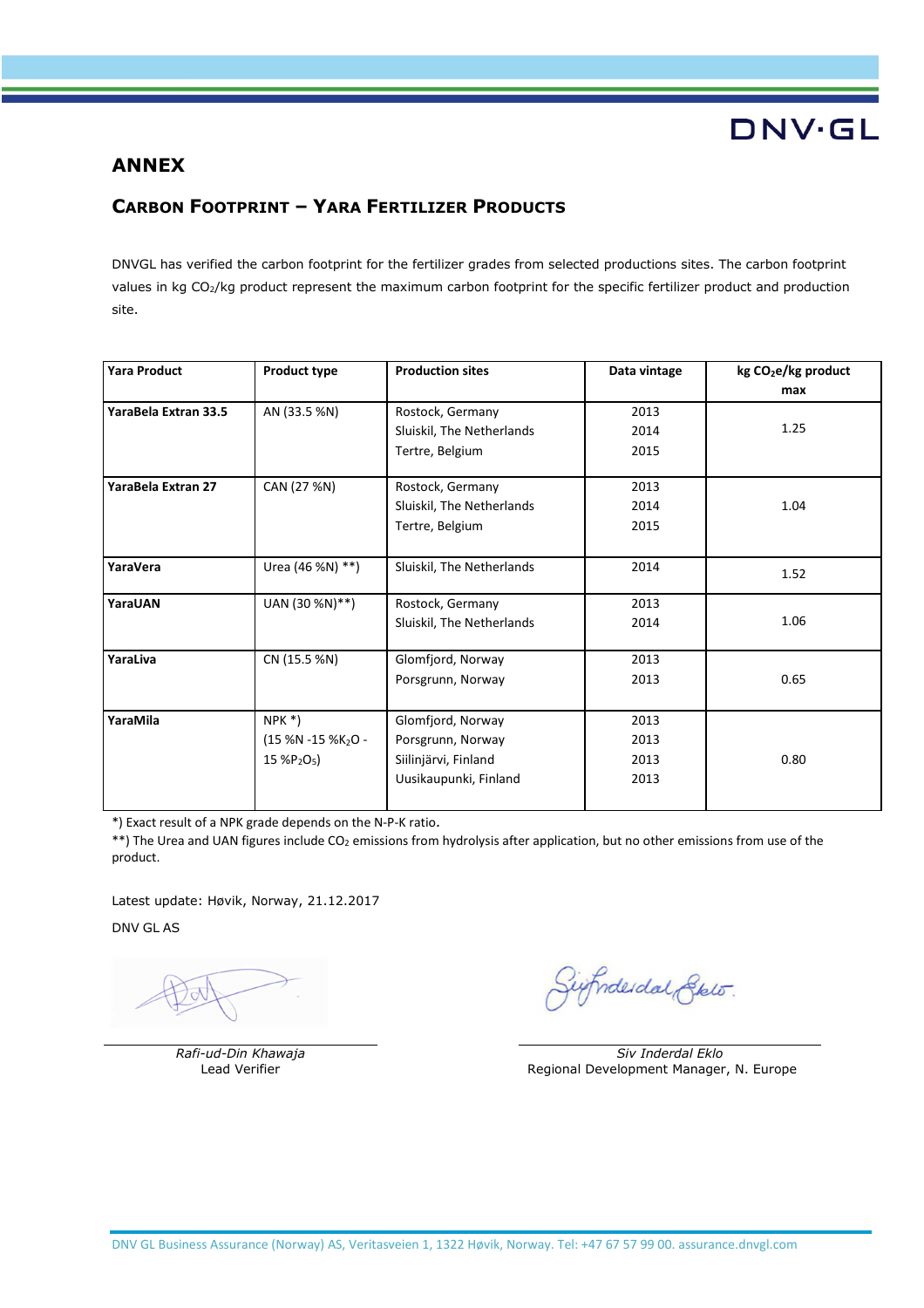# ANNEX

## Carbon Footprint – Yara Fertilizer Products

DNVGL has verified the carbon footprint for the fertilizer grades from selected productions sites. The carbon footprint values in kg $CO_2$/kg product represent the maximum carbon footprint for the specific fertilizer product and production site.

| Yara Product | Product type | Production sites | Data vintage | kg $CO_2e$/kg product max |
|---|---|---|---|---|
| **YaraBela Extran 33.5** | AN (33.5 %N) | Rostock, Germany<br>Sluiskil, The Netherlands<br>Tertre, Belgium | 2013<br>2014<br>2015 | 1.25 |
| **YaraBela Extran 27** | CAN (27 %N) | Rostock, Germany<br>Sluiskil, The Netherlands<br>Tertre, Belgium | 2013<br>2014<br>2015 | 1.04 |
| **YaraVera** | Urea (46 %N) **) | Sluiskil, The Netherlands | 2014 | 1.52 |
| **YaraUAN** | UAN (30 %N)**) | Rostock, Germany<br>Sluiskil, The Netherlands | 2013<br>2014 | 1.06 |
| **YaraLiva** | CN (15.5 %N) | Glomfjord, Norway<br>Porsgrunn, Norway | 2013<br>2013 | 0.65 |
| **YaraMila** | NPK *)<br>(15 %N -15 %$K_2O$ - 15 %$P_2O_5$) | Glomfjord, Norway<br>Porsgrunn, Norway<br>Siilinjärvi, Finland<br>Uusikaupunki, Finland | 2013<br>2013<br>2013<br>2013 | 0.80 |

*) Exact result of a NPK grade depends on the N-P-K ratio.

**) The Urea and UAN figures include $CO_2$ emissions from hydrolysis after application, but no other emissions from use of the product.

Latest update: Høvik, Norway, 21.12.2017

DNV GL AS

*Rafi-ud-Din Khawaja*
Lead Verifier

*Siv Inderdal Eklo*
Regional Development Manager, N. Europe

DNV GL Business Assurance (Norway) AS, Veritasveien 1, 1322 Høvik, Norway. Tel: +47 67 57 99 00. assurance.dnvgl.com